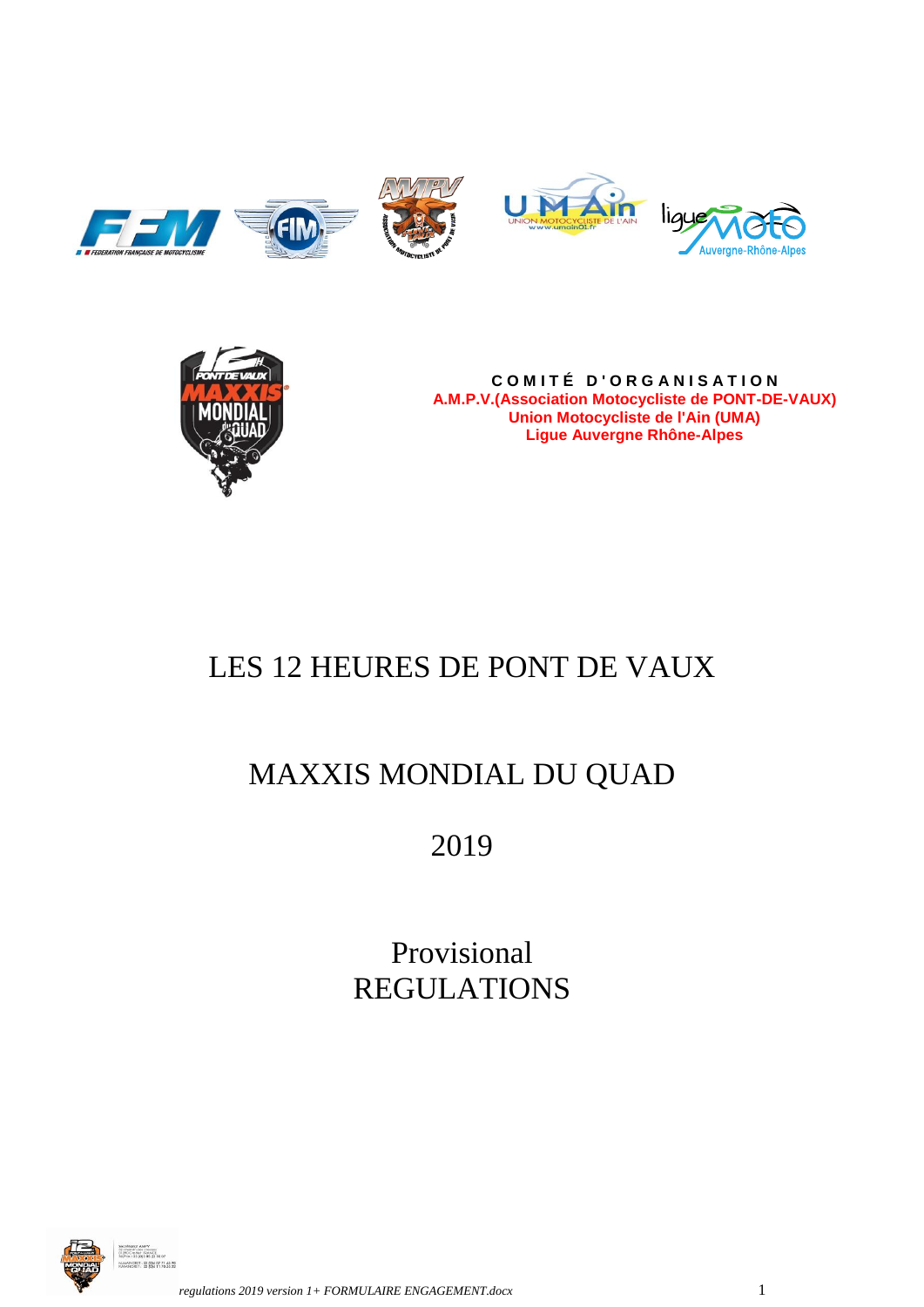**COMITÉ D'ORGANISATION**
**A.M.P.V.(Association Motocycliste de PONT-DE-VAUX)**
**Union Motocycliste de l'Ain (UMA)**
**Ligue Auvergne Rhône-Alpes**

# LES 12 HEURES DE PONT DE VAUX

# MAXXIS MONDIAL DU QUAD

# 2019

# Provisional REGULATIONS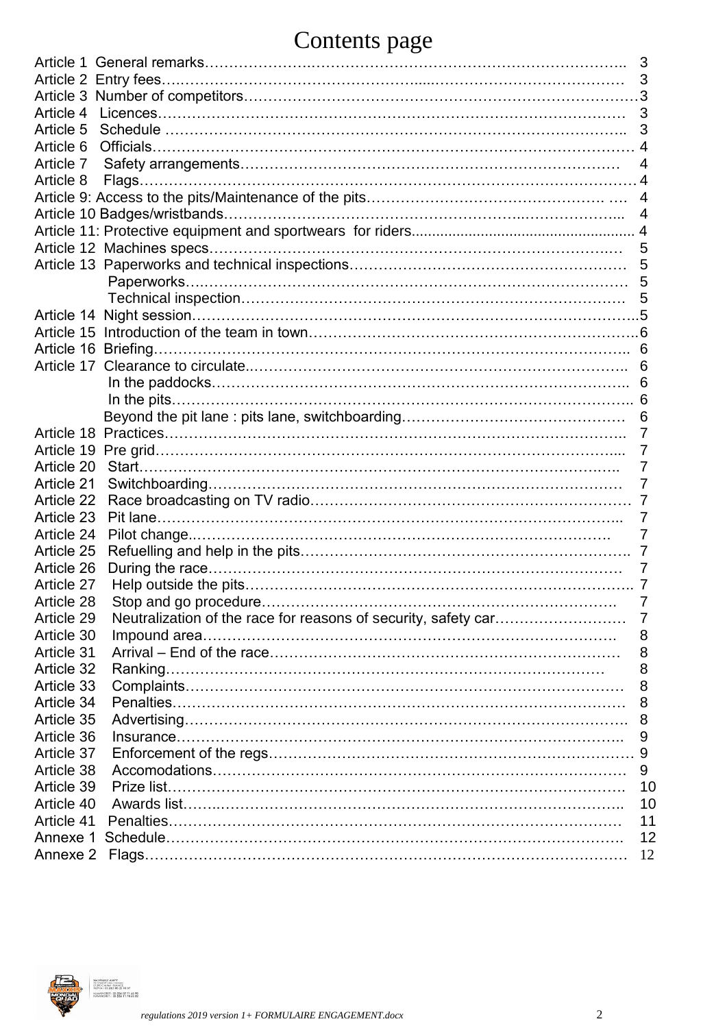# Contents page

| | |
|---|---|
| Article 1 General remarks | 3 |
| Article 2 Entry fees | 3 |
| Article 3 Number of competitors | 3 |
| Article 4 Licences | 3 |
| Article 5 Schedule | 3 |
| Article 6 Officials | 4 |
| Article 7 Safety arrangements | 4 |
| Article 8 Flags | 4 |
| Article 9: Access to the pits/Maintenance of the pits | 4 |
| Article 10 Badges/wristbands | 4 |
| Article 11: Protective equipment and sportwears for riders | 4 |
| Article 12 Machines specs | 5 |
| Article 13 Paperworks and technical inspections | 5 |
| Paperworks | 5 |
| Technical inspection | 5 |
| Article 14 Night session | 5 |
| Article 15 Introduction of the team in town | 6 |
| Article 16 Briefing | 6 |
| Article 17 Clearance to circulate | 6 |
| In the paddocks | 6 |
| In the pits | 6 |
| Beyond the pit lane : pits lane, switchboarding | 6 |
| Article 18 Practices | 7 |
| Article 19 Pre grid | 7 |
| Article 20 Start | 7 |
| Article 21 Switchboarding | 7 |
| Article 22 Race broadcasting on TV radio | 7 |
| Article 23 Pit lane | 7 |
| Article 24 Pilot change | 7 |
| Article 25 Refuelling and help in the pits | 7 |
| Article 26 During the race | 7 |
| Article 27 Help outside the pits | 7 |
| Article 28 Stop and go procedure | 7 |
| Article 29 Neutralization of the race for reasons of security, safety car | 7 |
| Article 30 Impound area | 8 |
| Article 31 Arrival – End of the race | 8 |
| Article 32 Ranking | 8 |
| Article 33 Complaints | 8 |
| Article 34 Penalties | 8 |
| Article 35 Advertising | 8 |
| Article 36 Insurance | 9 |
| Article 37 Enforcement of the regs | 9 |
| Article 38 Accomodations | 9 |
| Article 39 Prize list | 10 |
| Article 40 Awards list | 10 |
| Article 41 Penalties | 11 |
| Annexe 1 Schedule | 12 |
| Annexe 2 Flags | 12 |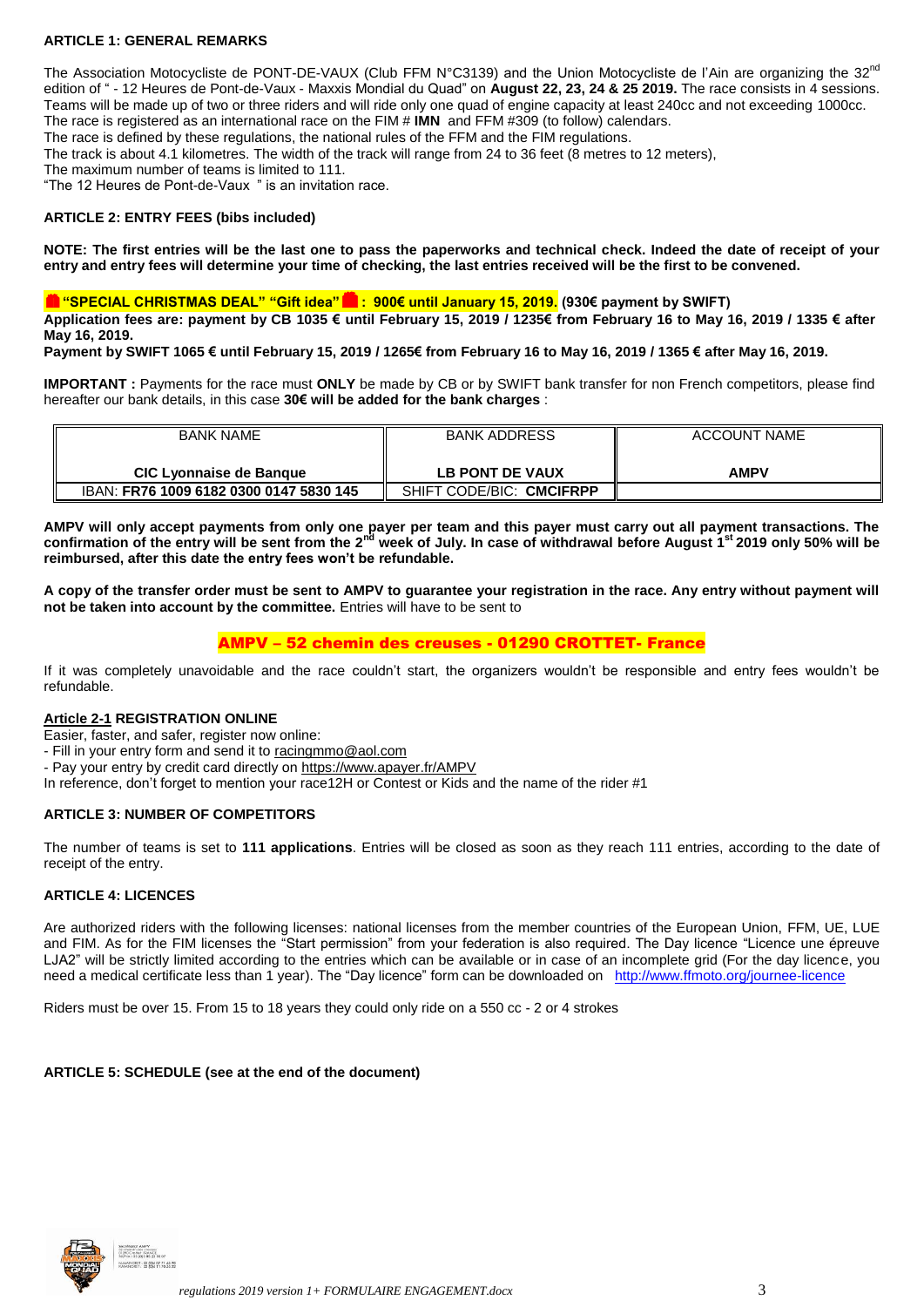**ARTICLE 1: GENERAL REMARKS**

The Association Motocycliste de PONT-DE-VAUX (Club FFM N°C3139) and the Union Motocycliste de l'Ain are organizing the 32[nd] edition of " - 12 Heures de Pont-de-Vaux - Maxxis Mondial du Quad" on **August 22, 23, 24 & 25 2019.** The race consists in 4 sessions. Teams will be made up of two or three riders and will ride only one quad of engine capacity at least 240cc and not exceeding 1000cc.
The race is registered as an international race on the FIM # **IMN** and FFM #309 (to follow) calendars.
The race is defined by these regulations, the national rules of the FFM and the FIM regulations.
The track is about 4.1 kilometres. The width of the track will range from 24 to 36 feet (8 metres to 12 meters),
The maximum number of teams is limited to 111.
"The 12 Heures de Pont-de-Vaux " is an invitation race.

**ARTICLE 2: ENTRY FEES (bibs included)**

**NOTE: The first entries will be the last one to pass the paperworks and technical check. Indeed the date of receipt of your entry and entry fees will determine your time of checking, the last entries received will be the first to be convened.**

**"SPECIAL CHRISTMAS DEAL" "Gift idea" : 900€ until January 15, 2019. (930€ payment by SWIFT)**
**Application fees are: payment by CB 1035 € until February 15, 2019 / 1235€ from February 16 to May 16, 2019 / 1335 € after May 16, 2019.**
**Payment by SWIFT 1065 € until February 15, 2019 / 1265€ from February 16 to May 16, 2019 / 1365 € after May 16, 2019.**

**IMPORTANT :** Payments for the race must **ONLY** be made by CB or by SWIFT bank transfer for non French competitors, please find hereafter our bank details, in this case **30€ will be added for the bank charges** :

| BANK NAME<br>**CIC Lyonnaise de Banque** | BANK ADDRESS<br>**LB PONT DE VAUX** | ACCOUNT NAME<br>**AMPV** |
|---|---|---|
| IBAN: **FR76 1009 6182 0300 0147 5830 145** | SHIFT CODE/BIC: **CMCIFRPP** | |

**AMPV will only accept payments from only one payer per team and this payer must carry out all payment transactions. The confirmation of the entry will be sent from the 2[nd] week of July. In case of withdrawal before August 1[st] 2019 only 50% will be reimbursed, after this date the entry fees won't be refundable.**

**A copy of the transfer order must be sent to AMPV to guarantee your registration in the race. Any entry without payment will not be taken into account by the committee.** Entries will have to be sent to

**AMPV – 52 chemin des creuses - 01290 CROTTET- France**

If it was completely unavoidable and the race couldn't start, the organizers wouldn't be responsible and entry fees wouldn't be refundable.

**Article 2-1 REGISTRATION ONLINE**
Easier, faster, and safer, register now online:
- Fill in your entry form and send it to racingmmo@aol.com
- Pay your entry by credit card directly on https://www.apayer.fr/AMPV
In reference, don't forget to mention your race12H or Contest or Kids and the name of the rider #1

**ARTICLE 3: NUMBER OF COMPETITORS**

The number of teams is set to **111 applications**. Entries will be closed as soon as they reach 111 entries, according to the date of receipt of the entry.

**ARTICLE 4: LICENCES**

Are authorized riders with the following licenses: national licenses from the member countries of the European Union, FFM, UE, LUE and FIM. As for the FIM licenses the "Start permission" from your federation is also required. The Day licence "Licence une épreuve LJA2" will be strictly limited according to the entries which can be available or in case of an incomplete grid (For the day licence, you need a medical certificate less than 1 year). The "Day licence" form can be downloaded on http://www.ffmoto.org/journee-licence

Riders must be over 15. From 15 to 18 years they could only ride on a 550 cc - 2 or 4 strokes

**ARTICLE 5: SCHEDULE (see at the end of the document)**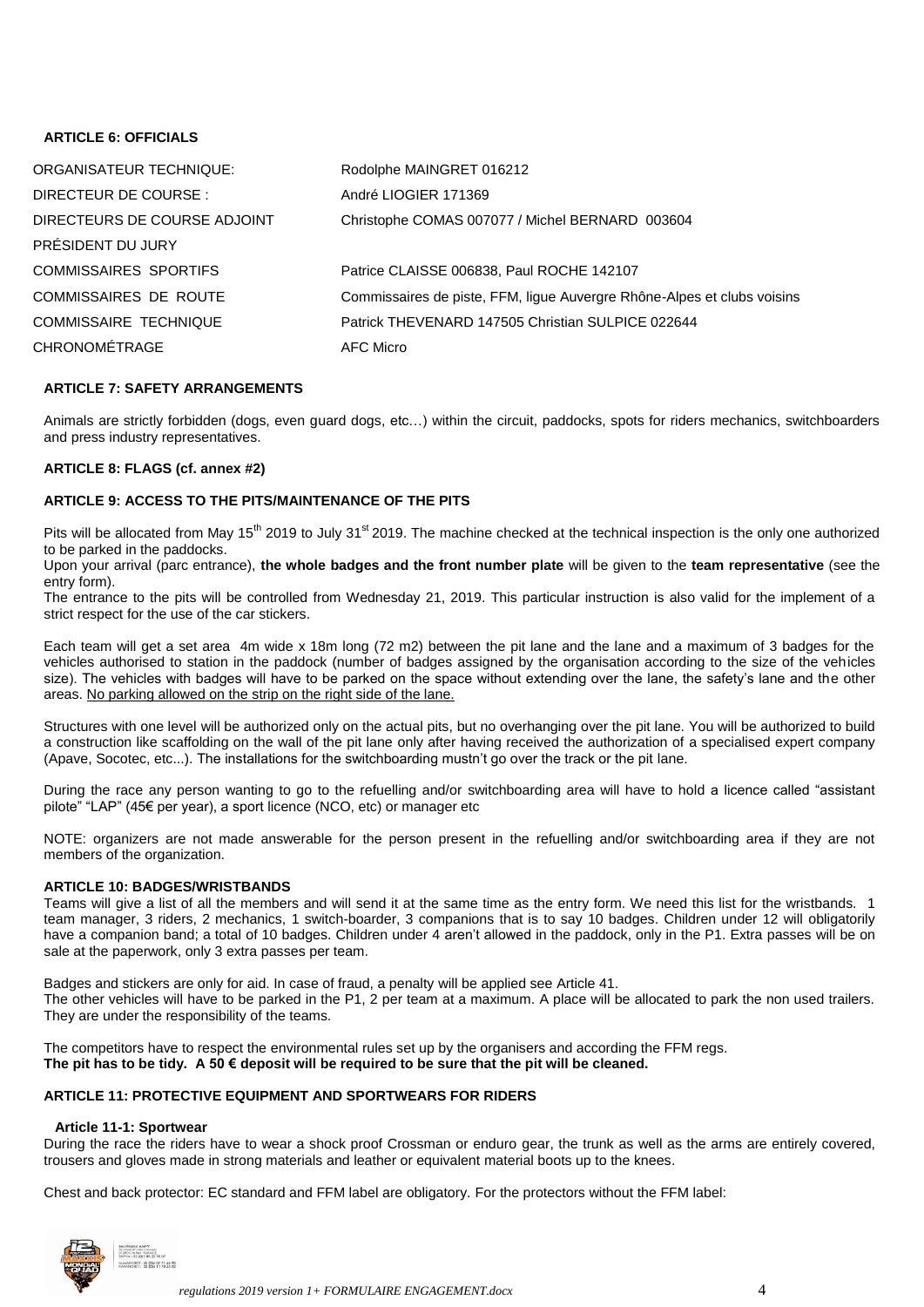### ARTICLE 6: OFFICIALS

| | |
|---|---|
| ORGANISATEUR TECHNIQUE: | Rodolphe MAINGRET 016212 |
| DIRECTEUR DE COURSE : | André LIOGIER 171369 |
| DIRECTEURS DE COURSE ADJOINT | Christophe COMAS 007077 / Michel BERNARD 003604 |
| PRÉSIDENT DU JURY | |
| COMMISSAIRES SPORTIFS | Patrice CLAISSE 006838, Paul ROCHE 142107 |
| COMMISSAIRES DE ROUTE | Commissaires de piste, FFM, ligue Auvergne Rhône-Alpes et clubs voisins |
| COMMISSAIRE TECHNIQUE | Patrick THEVENARD 147505 Christian SULPICE 022644 |
| CHRONOMÉTRAGE | AFC Micro |

### ARTICLE 7: SAFETY ARRANGEMENTS

Animals are strictly forbidden (dogs, even guard dogs, etc…) within the circuit, paddocks, spots for riders mechanics, switchboarders and press industry representatives.

### ARTICLE 8: FLAGS (cf. annex #2)

### ARTICLE 9: ACCESS TO THE PITS/MAINTENANCE OF THE PITS

Pits will be allocated from May 15th 2019 to July 31st 2019. The machine checked at the technical inspection is the only one authorized to be parked in the paddocks.

Upon your arrival (parc entrance), **the whole badges and the front number plate** will be given to the **team representative** (see the entry form).

The entrance to the pits will be controlled from Wednesday 21, 2019. This particular instruction is also valid for the implement of a strict respect for the use of the car stickers.

Each team will get a set area 4m wide x 18m long (72 m2) between the pit lane and the lane and a maximum of 3 badges for the vehicles authorised to station in the paddock (number of badges assigned by the organisation according to the size of the vehicles size). The vehicles with badges will have to be parked on the space without extending over the lane, the safety's lane and the other areas. No parking allowed on the strip on the right side of the lane.

Structures with one level will be authorized only on the actual pits, but no overhanging over the pit lane. You will be authorized to build a construction like scaffolding on the wall of the pit lane only after having received the authorization of a specialised expert company (Apave, Socotec, etc...). The installations for the switchboarding mustn't go over the track or the pit lane.

During the race any person wanting to go to the refuelling and/or switchboarding area will have to hold a licence called "assistant pilote" "LAP" (45€ per year), a sport licence (NCO, etc) or manager etc

NOTE: organizers are not made answerable for the person present in the refuelling and/or switchboarding area if they are not members of the organization.

### ARTICLE 10: BADGES/WRISTBANDS

Teams will give a list of all the members and will send it at the same time as the entry form. We need this list for the wristbands. 1 team manager, 3 riders, 2 mechanics, 1 switch-boarder, 3 companions that is to say 10 badges. Children under 12 will obligatorily have a companion band; a total of 10 badges. Children under 4 aren't allowed in the paddock, only in the P1. Extra passes will be on sale at the paperwork, only 3 extra passes per team.

Badges and stickers are only for aid. In case of fraud, a penalty will be applied see Article 41.

The other vehicles will have to be parked in the P1, 2 per team at a maximum. A place will be allocated to park the non used trailers. They are under the responsibility of the teams.

The competitors have to respect the environmental rules set up by the organisers and according the FFM regs.

**The pit has to be tidy. A 50 € deposit will be required to be sure that the pit will be cleaned.**

### ARTICLE 11: PROTECTIVE EQUIPMENT AND SPORTWEARS FOR RIDERS

#### Article 11-1: Sportwear

During the race the riders have to wear a shock proof Crossman or enduro gear, the trunk as well as the arms are entirely covered, trousers and gloves made in strong materials and leather or equivalent material boots up to the knees.

Chest and back protector: EC standard and FFM label are obligatory. For the protectors without the FFM label: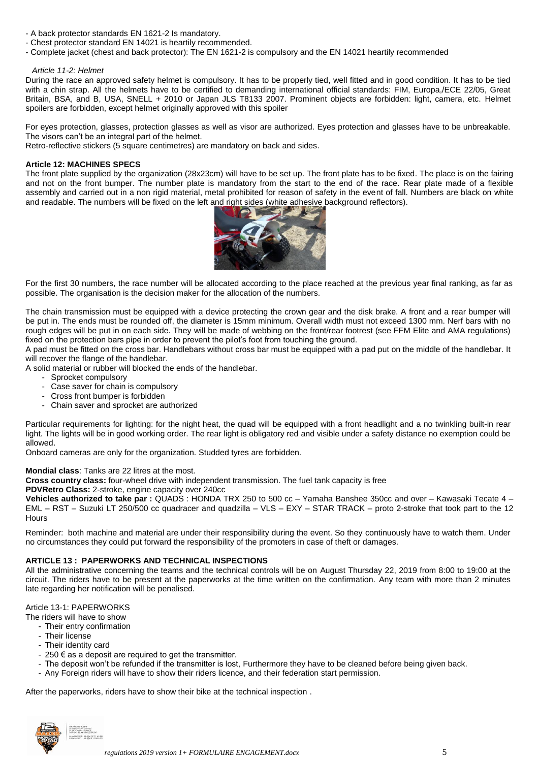- A back protector standards EN 1621-2 Is mandatory.
- Chest protector standard EN 14021 is heartily recommended.
- Complete jacket (chest and back protector): The EN 1621-2 is compulsory and the EN 14021 heartily recommended

*Article 11-2: Helmet*

During the race an approved safety helmet is compulsory. It has to be properly tied, well fitted and in good condition. It has to be tied with a chin strap. All the helmets have to be certified to demanding international official standards: FIM, Europa,/ECE 22/05, Great Britain, BSA, and B, USA, SNELL + 2010 or Japan JLS T8133 2007. Prominent objects are forbidden: light, camera, etc. Helmet spoilers are forbidden, except helmet originally approved with this spoiler

For eyes protection, glasses, protection glasses as well as visor are authorized. Eyes protection and glasses have to be unbreakable. The visors can't be an integral part of the helmet.

Retro-reflective stickers (5 square centimetres) are mandatory on back and sides.

**Article 12: MACHINES SPECS**

The front plate supplied by the organization (28x23cm) will have to be set up. The front plate has to be fixed. The place is on the fairing and not on the front bumper. The number plate is mandatory from the start to the end of the race. Rear plate made of a flexible assembly and carried out in a non rigid material, metal prohibited for reason of safety in the event of fall. Numbers are black on white and readable. The numbers will be fixed on the left and right sides (white adhesive background reflectors).

For the first 30 numbers, the race number will be allocated according to the place reached at the previous year final ranking, as far as possible. The organisation is the decision maker for the allocation of the numbers.

The chain transmission must be equipped with a device protecting the crown gear and the disk brake. A front and a rear bumper will be put in. The ends must be rounded off, the diameter is 15mm minimum. Overall width must not exceed 1300 mm. Nerf bars with no rough edges will be put in on each side. They will be made of webbing on the front/rear footrest (see FFM Elite and AMA regulations) fixed on the protection bars pipe in order to prevent the pilot's foot from touching the ground.

A pad must be fitted on the cross bar. Handlebars without cross bar must be equipped with a pad put on the middle of the handlebar. It will recover the flange of the handlebar.

A solid material or rubber will blocked the ends of the handlebar.

- Sprocket compulsory
- Case saver for chain is compulsory
- Cross front bumper is forbidden
- Chain saver and sprocket are authorized

Particular requirements for lighting: for the night heat, the quad will be equipped with a front headlight and a no twinkling built-in rear light. The lights will be in good working order. The rear light is obligatory red and visible under a safety distance no exemption could be allowed.

Onboard cameras are only for the organization. Studded tyres are forbidden.

**Mondial class**: Tanks are 22 litres at the most.

**Cross country class:** four-wheel drive with independent transmission. The fuel tank capacity is free

**PDVRetro Class:** 2-stroke, engine capacity over 240cc

**Vehicles authorized to take par :** QUADS : HONDA TRX 250 to 500 cc – Yamaha Banshee 350cc and over – Kawasaki Tecate 4 – EML – RST – Suzuki LT 250/500 cc quadracer and quadzilla – VLS – EXY – STAR TRACK – proto 2-stroke that took part to the 12 Hours

Reminder: both machine and material are under their responsibility during the event. So they continuously have to watch them. Under no circumstances they could put forward the responsibility of the promoters in case of theft or damages.

**ARTICLE 13 : PAPERWORKS AND TECHNICAL INSPECTIONS**

All the administrative concerning the teams and the technical controls will be on August Thursday 22, 2019 from 8:00 to 19:00 at the circuit. The riders have to be present at the paperworks at the time written on the confirmation. Any team with more than 2 minutes late regarding her notification will be penalised.

Article 13-1: PAPERWORKS

The riders will have to show

- Their entry confirmation
- Their license
- Their identity card
- 250 € as a deposit are required to get the transmitter.
- The deposit won't be refunded if the transmitter is lost, Furthermore they have to be cleaned before being given back.
- Any Foreign riders will have to show their riders licence, and their federation start permission.

After the paperworks, riders have to show their bike at the technical inspection .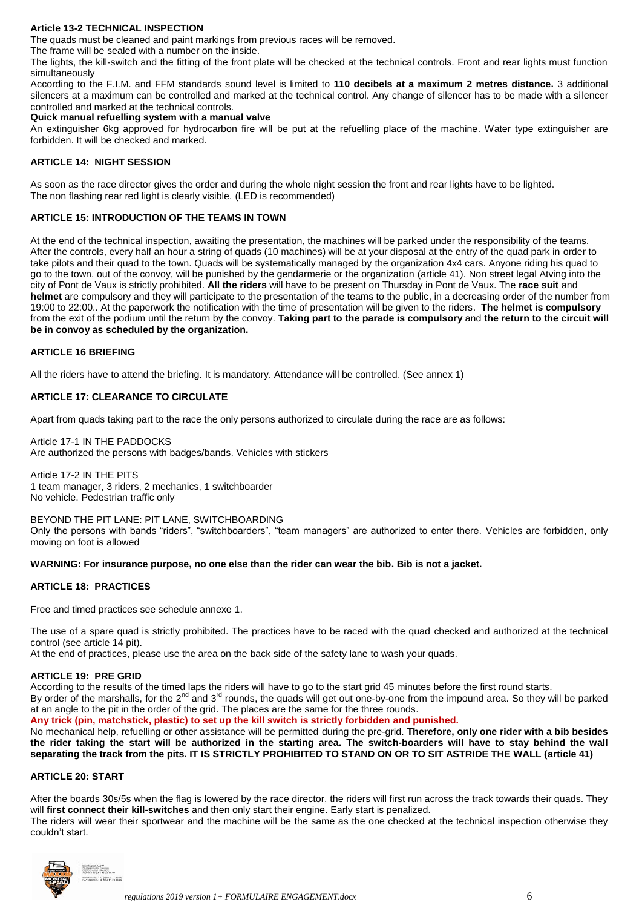**Article 13-2 TECHNICAL INSPECTION**

The quads must be cleaned and paint markings from previous races will be removed.

The frame will be sealed with a number on the inside.

The lights, the kill-switch and the fitting of the front plate will be checked at the technical controls. Front and rear lights must function simultaneously

According to the F.I.M. and FFM standards sound level is limited to **110 decibels at a maximum 2 metres distance.** 3 additional silencers at a maximum can be controlled and marked at the technical control. Any change of silencer has to be made with a silencer controlled and marked at the technical controls.

**Quick manual refuelling system with a manual valve**

An extinguisher 6kg approved for hydrocarbon fire will be put at the refuelling place of the machine. Water type extinguisher are forbidden. It will be checked and marked.

## ARTICLE 14: NIGHT SESSION

As soon as the race director gives the order and during the whole night session the front and rear lights have to be lighted.
The non flashing rear red light is clearly visible. (LED is recommended)

## ARTICLE 15: INTRODUCTION OF THE TEAMS IN TOWN

At the end of the technical inspection, awaiting the presentation, the machines will be parked under the responsibility of the teams. After the controls, every half an hour a string of quads (10 machines) will be at your disposal at the entry of the quad park in order to take pilots and their quad to the town. Quads will be systematically managed by the organization 4x4 cars. Anyone riding his quad to go to the town, out of the convoy, will be punished by the gendarmerie or the organization (article 41). Non street legal Atving into the city of Pont de Vaux is strictly prohibited. **All the riders** will have to be present on Thursday in Pont de Vaux. The **race suit** and **helmet** are compulsory and they will participate to the presentation of the teams to the public, in a decreasing order of the number from 19:00 to 22:00.. At the paperwork the notification with the time of presentation will be given to the riders. **The helmet is compulsory** from the exit of the podium until the return by the convoy. **Taking part to the parade is compulsory** and **the return to the circuit will be in convoy as scheduled by the organization.**

## ARTICLE 16 BRIEFING

All the riders have to attend the briefing. It is mandatory. Attendance will be controlled. (See annex 1)

## ARTICLE 17: CLEARANCE TO CIRCULATE

Apart from quads taking part to the race the only persons authorized to circulate during the race are as follows:

Article 17-1 IN THE PADDOCKS
Are authorized the persons with badges/bands. Vehicles with stickers

Article 17-2 IN THE PITS
1 team manager, 3 riders, 2 mechanics, 1 switchboarder
No vehicle. Pedestrian traffic only

BEYOND THE PIT LANE: PIT LANE, SWITCHBOARDING
Only the persons with bands "riders", "switchboarders", "team managers" are authorized to enter there. Vehicles are forbidden, only moving on foot is allowed

**WARNING: For insurance purpose, no one else than the rider can wear the bib. Bib is not a jacket.**

## ARTICLE 18: PRACTICES

Free and timed practices see schedule annexe 1.

The use of a spare quad is strictly prohibited. The practices have to be raced with the quad checked and authorized at the technical control (see article 14 pit).
At the end of practices, please use the area on the back side of the safety lane to wash your quads.

## ARTICLE 19: PRE GRID

According to the results of the timed laps the riders will have to go to the start grid 45 minutes before the first round starts.
By order of the marshalls, for the 2nd and 3rd rounds, the quads will get out one-by-one from the impound area. So they will be parked at an angle to the pit in the order of the grid. The places are the same for the three rounds.

**Any trick (pin, matchstick, plastic) to set up the kill switch is strictly forbidden and punished.**

No mechanical help, refuelling or other assistance will be permitted during the pre-grid. **Therefore, only one rider with a bib besides the rider taking the start will be authorized in the starting area. The switch-boarders will have to stay behind the wall separating the track from the pits. IT IS STRICTLY PROHIBITED TO STAND ON OR TO SIT ASTRIDE THE WALL (article 41)**

## ARTICLE 20: START

After the boards 30s/5s when the flag is lowered by the race director, the riders will first run across the track towards their quads. They will **first connect their kill-switches** and then only start their engine. Early start is penalized.

The riders will wear their sportwear and the machine will be the same as the one checked at the technical inspection otherwise they couldn't start.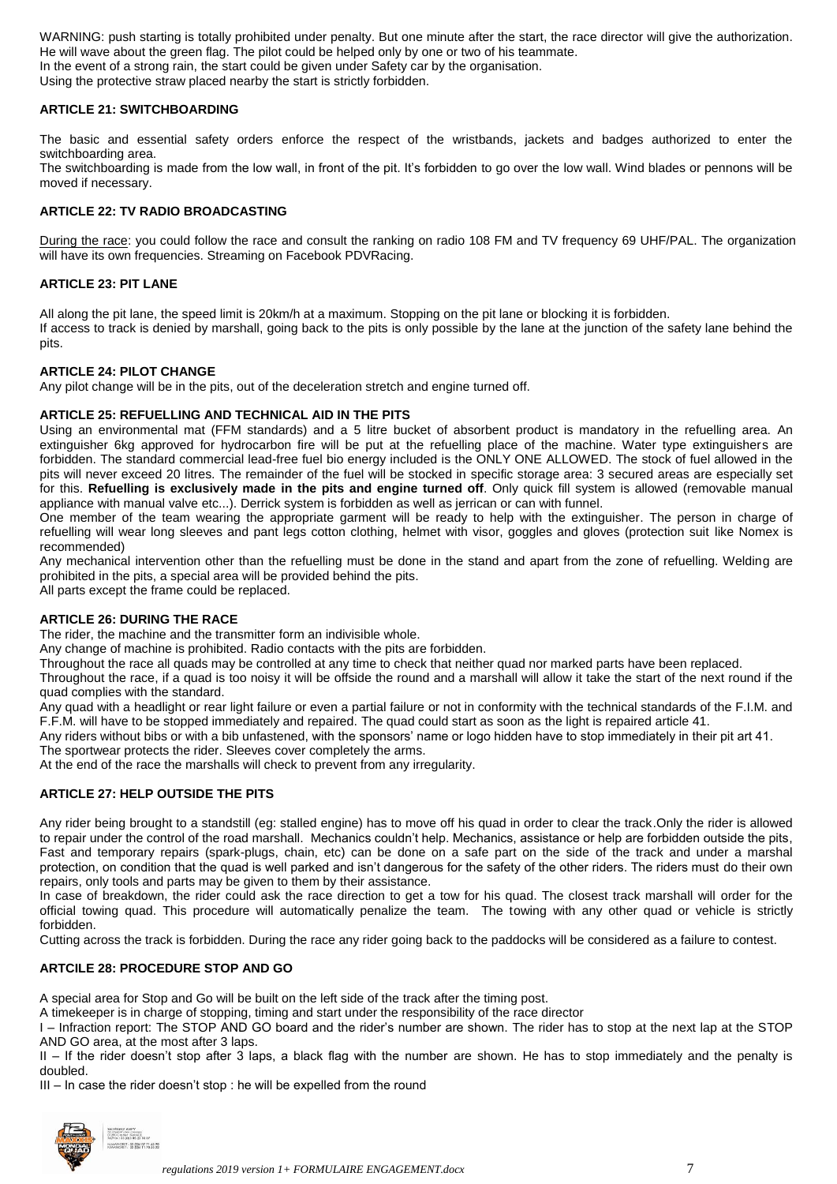WARNING: push starting is totally prohibited under penalty. But one minute after the start, the race director will give the authorization. He will wave about the green flag. The pilot could be helped only by one or two of his teammate.
In the event of a strong rain, the start could be given under Safety car by the organisation.
Using the protective straw placed nearby the start is strictly forbidden.

### ARTICLE 21: SWITCHBOARDING

The basic and essential safety orders enforce the respect of the wristbands, jackets and badges authorized to enter the switchboarding area.
The switchboarding is made from the low wall, in front of the pit. It's forbidden to go over the low wall. Wind blades or pennons will be moved if necessary.

### ARTICLE 22: TV RADIO BROADCASTING

During the race: you could follow the race and consult the ranking on radio 108 FM and TV frequency 69 UHF/PAL. The organization will have its own frequencies. Streaming on Facebook PDVRacing.

### ARTICLE 23: PIT LANE

All along the pit lane, the speed limit is 20km/h at a maximum. Stopping on the pit lane or blocking it is forbidden.
If access to track is denied by marshall, going back to the pits is only possible by the lane at the junction of the safety lane behind the pits.

### ARTICLE 24: PILOT CHANGE

Any pilot change will be in the pits, out of the deceleration stretch and engine turned off.

### ARTICLE 25: REFUELLING AND TECHNICAL AID IN THE PITS

Using an environmental mat (FFM standards) and a 5 litre bucket of absorbent product is mandatory in the refuelling area. An extinguisher 6kg approved for hydrocarbon fire will be put at the refuelling place of the machine. Water type extinguishers are forbidden. The standard commercial lead-free fuel bio energy included is the ONLY ONE ALLOWED. The stock of fuel allowed in the pits will never exceed 20 litres. The remainder of the fuel will be stocked in specific storage area: 3 secured areas are especially set for this. **Refuelling is exclusively made in the pits and engine turned off**. Only quick fill system is allowed (removable manual appliance with manual valve etc...). Derrick system is forbidden as well as jerrican or can with funnel.
One member of the team wearing the appropriate garment will be ready to help with the extinguisher. The person in charge of refuelling will wear long sleeves and pant legs cotton clothing, helmet with visor, goggles and gloves (protection suit like Nomex is recommended)
Any mechanical intervention other than the refuelling must be done in the stand and apart from the zone of refuelling. Welding are prohibited in the pits, a special area will be provided behind the pits.
All parts except the frame could be replaced.

### ARTICLE 26: DURING THE RACE

The rider, the machine and the transmitter form an indivisible whole.
Any change of machine is prohibited. Radio contacts with the pits are forbidden.
Throughout the race all quads may be controlled at any time to check that neither quad nor marked parts have been replaced.
Throughout the race, if a quad is too noisy it will be offside the round and a marshall will allow it take the start of the next round if the quad complies with the standard.
Any quad with a headlight or rear light failure or even a partial failure or not in conformity with the technical standards of the F.I.M. and F.F.M. will have to be stopped immediately and repaired. The quad could start as soon as the light is repaired article 41.
Any riders without bibs or with a bib unfastened, with the sponsors' name or logo hidden have to stop immediately in their pit art 41.
The sportwear protects the rider. Sleeves cover completely the arms.
At the end of the race the marshalls will check to prevent from any irregularity.

### ARTICLE 27: HELP OUTSIDE THE PITS

Any rider being brought to a standstill (eg: stalled engine) has to move off his quad in order to clear the track.Only the rider is allowed to repair under the control of the road marshall. Mechanics couldn't help. Mechanics, assistance or help are forbidden outside the pits, Fast and temporary repairs (spark-plugs, chain, etc) can be done on a safe part on the side of the track and under a marshal protection, on condition that the quad is well parked and isn't dangerous for the safety of the other riders. The riders must do their own repairs, only tools and parts may be given to them by their assistance.
In case of breakdown, the rider could ask the race direction to get a tow for his quad. The closest track marshall will order for the official towing quad. This procedure will automatically penalize the team. The towing with any other quad or vehicle is strictly forbidden.
Cutting across the track is forbidden. During the race any rider going back to the paddocks will be considered as a failure to contest.

### ARTCILE 28: PROCEDURE STOP AND GO

A special area for Stop and Go will be built on the left side of the track after the timing post.
A timekeeper is in charge of stopping, timing and start under the responsibility of the race director
I – Infraction report: The STOP AND GO board and the rider's number are shown. The rider has to stop at the next lap at the STOP AND GO area, at the most after 3 laps.
II – If the rider doesn't stop after 3 laps, a black flag with the number are shown. He has to stop immediately and the penalty is doubled.
III – In case the rider doesn't stop : he will be expelled from the round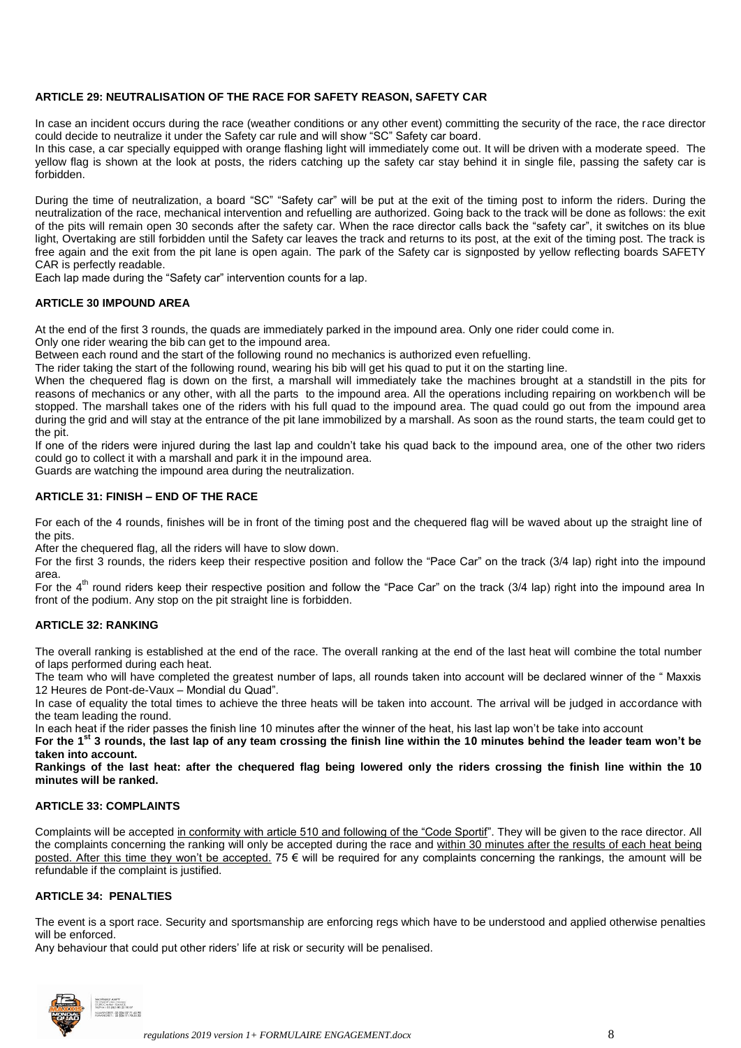**ARTICLE 29: NEUTRALISATION OF THE RACE FOR SAFETY REASON, SAFETY CAR**

In case an incident occurs during the race (weather conditions or any other event) committing the security of the race, the race director could decide to neutralize it under the Safety car rule and will show "SC" Safety car board.
In this case, a car specially equipped with orange flashing light will immediately come out. It will be driven with a moderate speed. The yellow flag is shown at the look at posts, the riders catching up the safety car stay behind it in single file, passing the safety car is forbidden.

During the time of neutralization, a board "SC" "Safety car" will be put at the exit of the timing post to inform the riders. During the neutralization of the race, mechanical intervention and refuelling are authorized. Going back to the track will be done as follows: the exit of the pits will remain open 30 seconds after the safety car. When the race director calls back the "safety car", it switches on its blue light, Overtaking are still forbidden until the Safety car leaves the track and returns to its post, at the exit of the timing post. The track is free again and the exit from the pit lane is open again. The park of the Safety car is signposted by yellow reflecting boards SAFETY CAR is perfectly readable.
Each lap made during the "Safety car" intervention counts for a lap.

**ARTICLE 30 IMPOUND AREA**

At the end of the first 3 rounds, the quads are immediately parked in the impound area. Only one rider could come in.
Only one rider wearing the bib can get to the impound area.
Between each round and the start of the following round no mechanics is authorized even refuelling.
The rider taking the start of the following round, wearing his bib will get his quad to put it on the starting line.
When the chequered flag is down on the first, a marshall will immediately take the machines brought at a standstill in the pits for reasons of mechanics or any other, with all the parts to the impound area. All the operations including repairing on workbench will be stopped. The marshall takes one of the riders with his full quad to the impound area. The quad could go out from the impound area during the grid and will stay at the entrance of the pit lane immobilized by a marshall. As soon as the round starts, the team could get to the pit.
If one of the riders were injured during the last lap and couldn't take his quad back to the impound area, one of the other two riders could go to collect it with a marshall and park it in the impound area.
Guards are watching the impound area during the neutralization.

**ARTICLE 31: FINISH – END OF THE RACE**

For each of the 4 rounds, finishes will be in front of the timing post and the chequered flag will be waved about up the straight line of the pits.
After the chequered flag, all the riders will have to slow down.
For the first 3 rounds, the riders keep their respective position and follow the "Pace Car" on the track (3/4 lap) right into the impound area.
For the 4th round riders keep their respective position and follow the "Pace Car" on the track (3/4 lap) right into the impound area In front of the podium. Any stop on the pit straight line is forbidden.

**ARTICLE 32: RANKING**

The overall ranking is established at the end of the race. The overall ranking at the end of the last heat will combine the total number of laps performed during each heat.
The team who will have completed the greatest number of laps, all rounds taken into account will be declared winner of the " Maxxis 12 Heures de Pont-de-Vaux – Mondial du Quad".
In case of equality the total times to achieve the three heats will be taken into account. The arrival will be judged in accordance with the team leading the round.
In each heat if the rider passes the finish line 10 minutes after the winner of the heat, his last lap won't be take into account
**For the 1st 3 rounds, the last lap of any team crossing the finish line within the 10 minutes behind the leader team won't be taken into account.**
**Rankings of the last heat: after the chequered flag being lowered only the riders crossing the finish line within the 10 minutes will be ranked.**

**ARTICLE 33: COMPLAINTS**

Complaints will be accepted in conformity with article 510 and following of the "Code Sportif". They will be given to the race director. All the complaints concerning the ranking will only be accepted during the race and within 30 minutes after the results of each heat being posted. After this time they won't be accepted. 75 € will be required for any complaints concerning the rankings, the amount will be refundable if the complaint is justified.

**ARTICLE 34: PENALTIES**

The event is a sport race. Security and sportsmanship are enforcing regs which have to be understood and applied otherwise penalties will be enforced.
Any behaviour that could put other riders' life at risk or security will be penalised.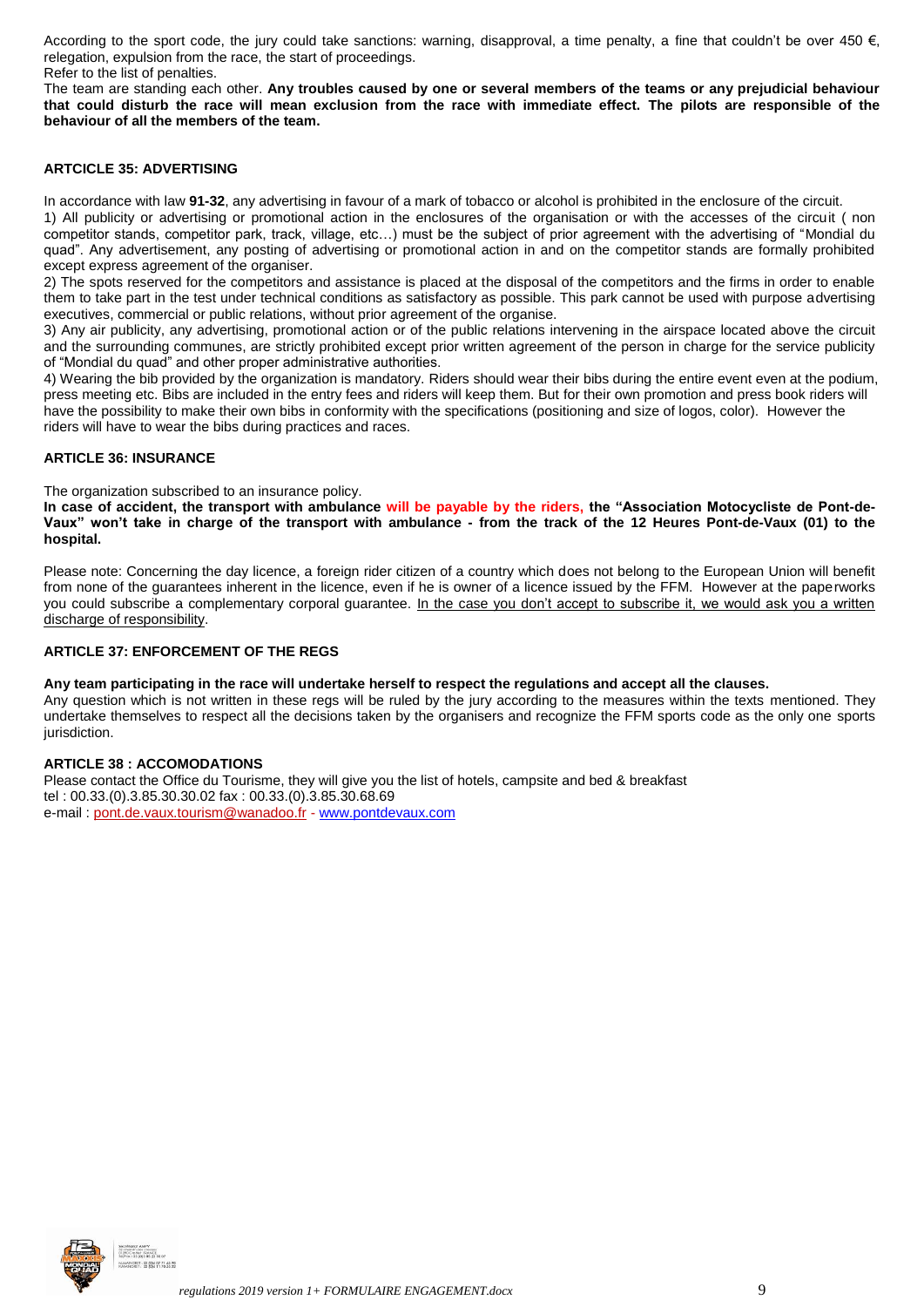According to the sport code, the jury could take sanctions: warning, disapproval, a time penalty, a fine that couldn't be over 450 €, relegation, expulsion from the race, the start of proceedings.
Refer to the list of penalties.
The team are standing each other. **Any troubles caused by one or several members of the teams or any prejudicial behaviour that could disturb the race will mean exclusion from the race with immediate effect. The pilots are responsible of the behaviour of all the members of the team.**

#### ARTCICLE 35: ADVERTISING

In accordance with law **91-32**, any advertising in favour of a mark of tobacco or alcohol is prohibited in the enclosure of the circuit.
1) All publicity or advertising or promotional action in the enclosures of the organisation or with the accesses of the circuit ( non competitor stands, competitor park, track, village, etc…) must be the subject of prior agreement with the advertising of "Mondial du quad". Any advertisement, any posting of advertising or promotional action in and on the competitor stands are formally prohibited except express agreement of the organiser.
2) The spots reserved for the competitors and assistance is placed at the disposal of the competitors and the firms in order to enable them to take part in the test under technical conditions as satisfactory as possible. This park cannot be used with purpose advertising executives, commercial or public relations, without prior agreement of the organise.
3) Any air publicity, any advertising, promotional action or of the public relations intervening in the airspace located above the circuit and the surrounding communes, are strictly prohibited except prior written agreement of the person in charge for the service publicity of "Mondial du quad" and other proper administrative authorities.
4) Wearing the bib provided by the organization is mandatory. Riders should wear their bibs during the entire event even at the podium, press meeting etc. Bibs are included in the entry fees and riders will keep them. But for their own promotion and press book riders will have the possibility to make their own bibs in conformity with the specifications (positioning and size of logos, color). However the riders will have to wear the bibs during practices and races.

#### ARTICLE 36: INSURANCE

The organization subscribed to an insurance policy.
**In case of accident, the transport with ambulance will be payable by the riders, the "Association Motocycliste de Pont-de-Vaux" won't take in charge of the transport with ambulance - from the track of the 12 Heures Pont-de-Vaux (01) to the hospital.**

Please note: Concerning the day licence, a foreign rider citizen of a country which does not belong to the European Union will benefit from none of the guarantees inherent in the licence, even if he is owner of a licence issued by the FFM. However at the paperworks you could subscribe a complementary corporal guarantee. In the case you don't accept to subscribe it, we would ask you a written discharge of responsibility.

#### ARTICLE 37: ENFORCEMENT OF THE REGS

**Any team participating in the race will undertake herself to respect the regulations and accept all the clauses.**
Any question which is not written in these regs will be ruled by the jury according to the measures within the texts mentioned. They undertake themselves to respect all the decisions taken by the organisers and recognize the FFM sports code as the only one sports jurisdiction.

#### ARTICLE 38 : ACCOMODATIONS

Please contact the Office du Tourisme, they will give you the list of hotels, campsite and bed & breakfast
tel : 00.33.(0).3.85.30.30.02 fax : 00.33.(0).3.85.30.68.69
e-mail : pont.de.vaux.tourism@wanadoo.fr - www.pontdevaux.com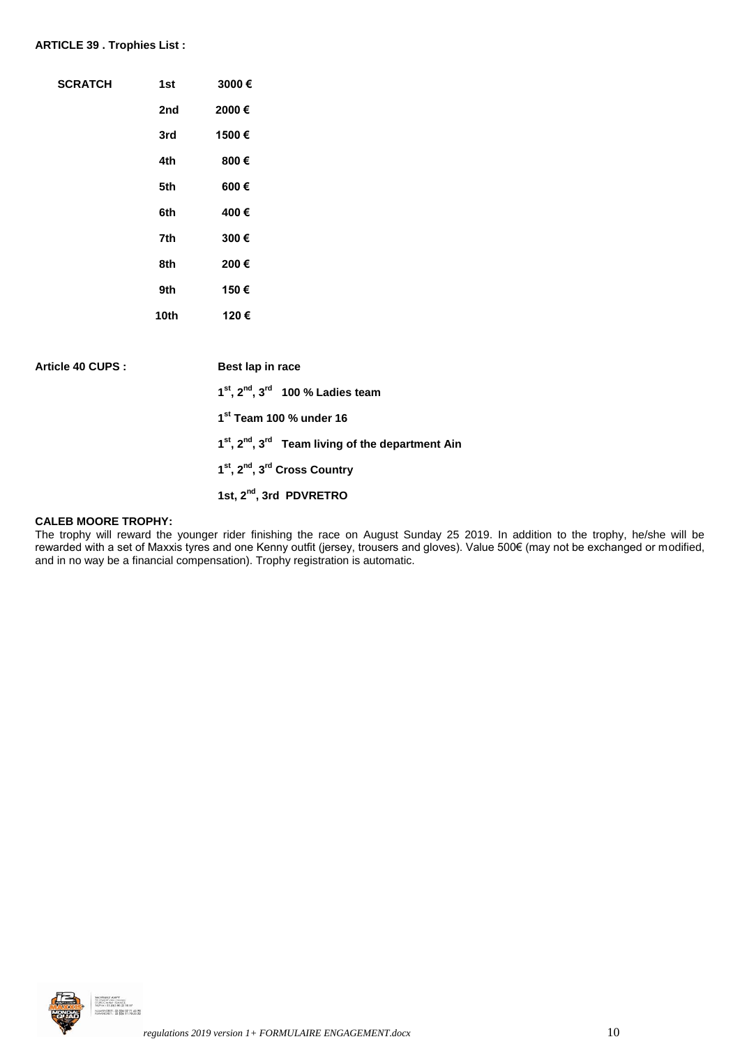**ARTICLE 39 . Trophies List :**

| SCRATCH | 1st | 3000 € |
|---|---|---|
| | 2nd | 2000 € |
| | 3rd | 1500 € |
| | 4th | 800 € |
| | 5th | 600 € |
| | 6th | 400 € |
| | 7th | 300 € |
| | 8th | 200 € |
| | 9th | 150 € |
| | 10th | 120 € |

**Article 40 CUPS :**

**Best lap in race**

**1st, 2nd, 3rd 100 % Ladies team**

**1st Team 100 % under 16**

**1st, 2nd, 3rd Team living of the department Ain**

**1st, 2nd, 3rd Cross Country**

**1st, 2nd, 3rd PDVRETRO**

**CALEB MOORE TROPHY:**

The trophy will reward the younger rider finishing the race on August Sunday 25 2019. In addition to the trophy, he/she will be rewarded with a set of Maxxis tyres and one Kenny outfit (jersey, trousers and gloves). Value 500€ (may not be exchanged or modified, and in no way be a financial compensation). Trophy registration is automatic.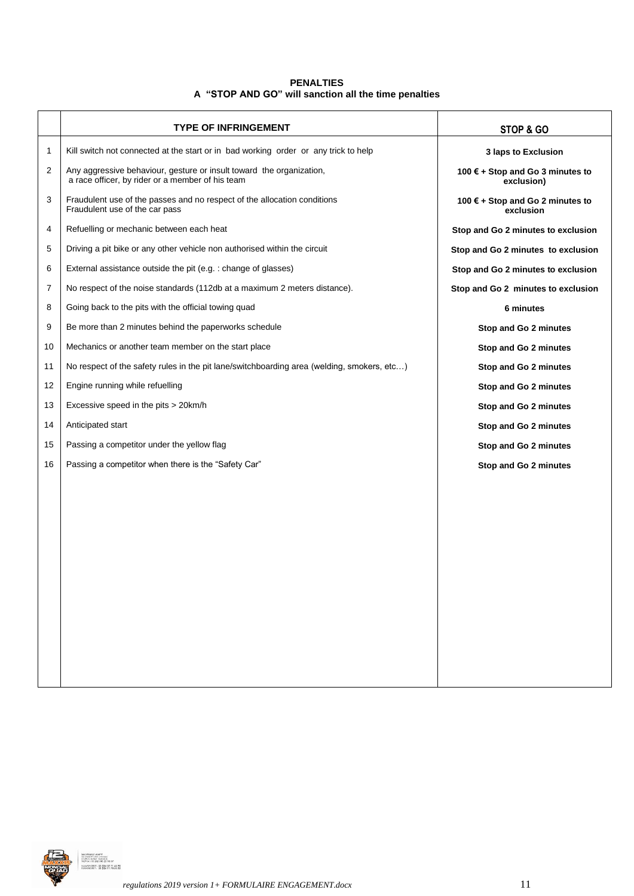**PENALTIES**
**A "STOP AND GO" will sanction all the time penalties**

| | TYPE OF INFRINGEMENT | STOP & GO |
|---|---|---|
| 1 | Kill switch not connected at the start or in bad working order or any trick to help | **3 laps to Exclusion** |
| 2 | Any aggressive behaviour, gesture or insult toward the organization, a race officer, by rider or a member of his team | **100 € + Stop and Go 3 minutes to exclusion)** |
| 3 | Fraudulent use of the passes and no respect of the allocation conditions Fraudulent use of the car pass | **100 € + Stop and Go 2 minutes to exclusion** |
| 4 | Refuelling or mechanic between each heat | **Stop and Go 2 minutes to exclusion** |
| 5 | Driving a pit bike or any other vehicle non authorised within the circuit | **Stop and Go 2 minutes to exclusion** |
| 6 | External assistance outside the pit (e.g. : change of glasses) | **Stop and Go 2 minutes to exclusion** |
| 7 | No respect of the noise standards (112db at a maximum 2 meters distance). | **Stop and Go 2 minutes to exclusion** |
| 8 | Going back to the pits with the official towing quad | **6 minutes** |
| 9 | Be more than 2 minutes behind the paperworks schedule | **Stop and Go 2 minutes** |
| 10 | Mechanics or another team member on the start place | **Stop and Go 2 minutes** |
| 11 | No respect of the safety rules in the pit lane/switchboarding area (welding, smokers, etc…) | **Stop and Go 2 minutes** |
| 12 | Engine running while refuelling | **Stop and Go 2 minutes** |
| 13 | Excessive speed in the pits > 20km/h | **Stop and Go 2 minutes** |
| 14 | Anticipated start | **Stop and Go 2 minutes** |
| 15 | Passing a competitor under the yellow flag | **Stop and Go 2 minutes** |
| 16 | Passing a competitor when there is the "Safety Car" | **Stop and Go 2 minutes** |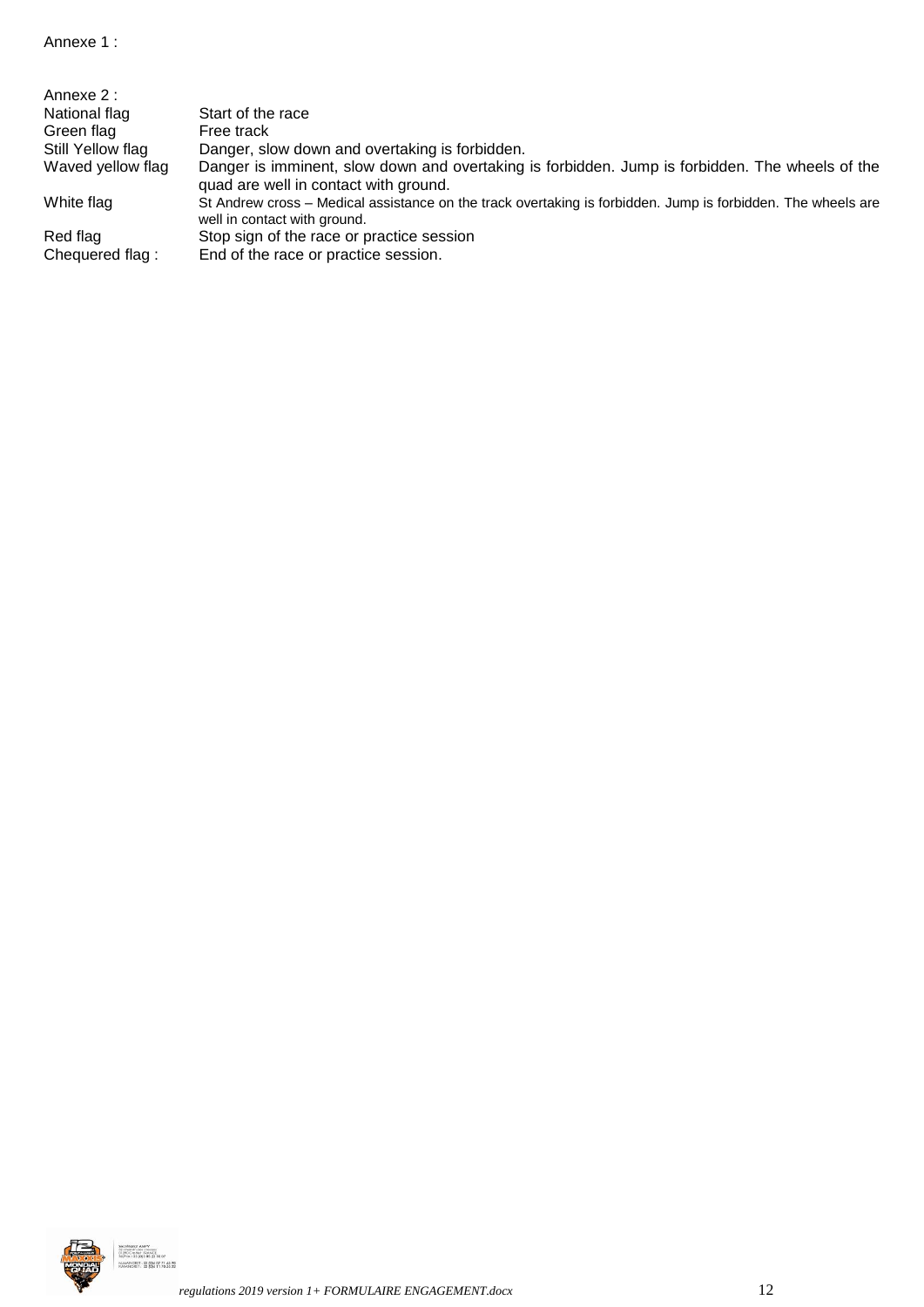Annexe 1 :

Annexe 2 :

| | |
|---|---|
| National flag | Start of the race |
| Green flag | Free track |
| Still Yellow flag | Danger, slow down and overtaking is forbidden. |
| Waved yellow flag | Danger is imminent, slow down and overtaking is forbidden. Jump is forbidden. The wheels of the quad are well in contact with ground. |
| White flag | St Andrew cross – Medical assistance on the track overtaking is forbidden. Jump is forbidden. The wheels are well in contact with ground. |
| Red flag | Stop sign of the race or practice session |
| Chequered flag : | End of the race or practice session. |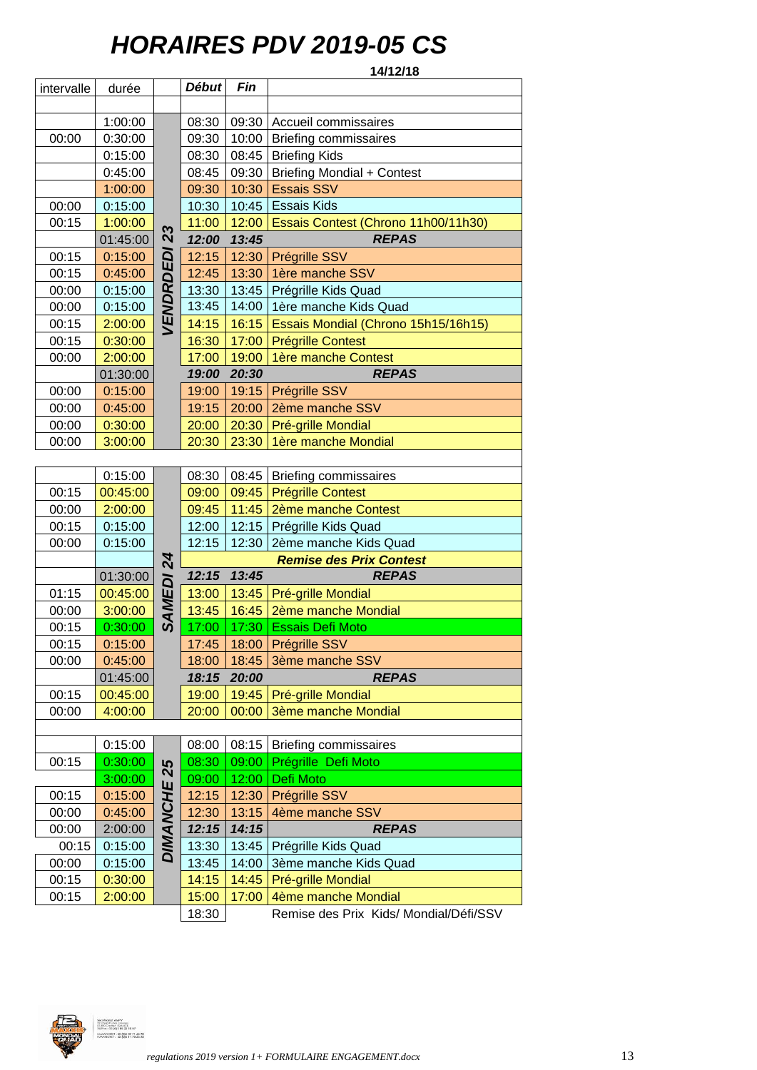# HORAIRES PDV 2019-05 CS

**14/12/18**

| intervalle | durée | | ***Début*** | ***Fin*** | |
|---|---|---|---|---|---|
| | 1:00:00 | ***VENDREDI 23*** | 08:30 | 09:30 | Accueil commissaires |
| 00:00 | 0:30:00 | | 09:30 | 10:00 | Briefing commissaires |
| | 0:15:00 | | 08:30 | 08:45 | Briefing Kids |
| | 0:45:00 | | 08:45 | 09:30 | Briefing Mondial + Contest |
| | 1:00:00 | | 09:30 | 10:30 | Essais SSV |
| 00:00 | 0:15:00 | | 10:30 | 10:45 | Essais Kids |
| 00:15 | 1:00:00 | | 11:00 | 12:00 | Essais Contest (Chrono 11h00/11h30) |
| | 01:45:00 | | ***12:00*** | ***13:45*** | ***REPAS*** |
| 00:15 | 0:15:00 | | 12:15 | 12:30 | Prégrille SSV |
| 00:15 | 0:45:00 | | 12:45 | 13:30 | 1ère manche SSV |
| 00:00 | 0:15:00 | | 13:30 | 13:45 | Prégrille Kids Quad |
| 00:00 | 0:15:00 | | 13:45 | 14:00 | 1ère manche Kids Quad |
| 00:15 | 2:00:00 | | 14:15 | 16:15 | Essais Mondial (Chrono 15h15/16h15) |
| 00:15 | 0:30:00 | | 16:30 | 17:00 | Prégrille Contest |
| 00:00 | 2:00:00 | | 17:00 | 19:00 | 1ère manche Contest |
| | 01:30:00 | | ***19:00*** | ***20:30*** | ***REPAS*** |
| 00:00 | 0:15:00 | | 19:00 | 19:15 | Prégrille SSV |
| 00:00 | 0:45:00 | | 19:15 | 20:00 | 2ème manche SSV |
| 00:00 | 0:30:00 | | 20:00 | 20:30 | Pré-grille Mondial |
| 00:00 | 3:00:00 | | 20:30 | 23:30 | 1ère manche Mondial |
| | | | | | |
| | 0:15:00 | ***SAMEDI 24*** | 08:30 | 08:45 | Briefing commissaires |
| 00:15 | 00:45:00 | | 09:00 | 09:45 | Prégrille Contest |
| 00:00 | 2:00:00 | | 09:45 | 11:45 | 2ème manche Contest |
| 00:15 | 0:15:00 | | 12:00 | 12:15 | Prégrille Kids Quad |
| 00:00 | 0:15:00 | | 12:15 | 12:30 | 2ème manche Kids Quad |
| | | | | | ***Remise des Prix Contest*** |
| | 01:30:00 | | ***12:15*** | ***13:45*** | ***REPAS*** |
| 01:15 | 00:45:00 | | 13:00 | 13:45 | Pré-grille Mondial |
| 00:00 | 3:00:00 | | 13:45 | 16:45 | 2ème manche Mondial |
| 00:15 | 0:30:00 | | 17:00 | 17:30 | Essais Defi Moto |
| 00:15 | 0:15:00 | | 17:45 | 18:00 | Prégrille SSV |
| 00:00 | 0:45:00 | | 18:00 | 18:45 | 3ème manche SSV |
| | 01:45:00 | | ***18:15*** | ***20:00*** | ***REPAS*** |
| 00:15 | 00:45:00 | | 19:00 | 19:45 | Pré-grille Mondial |
| 00:00 | 4:00:00 | | 20:00 | 00:00 | 3ème manche Mondial |
| | | | | | |
| | 0:15:00 | ***DIMANCHE 25*** | 08:00 | 08:15 | Briefing commissaires |
| 00:15 | 0:30:00 | | 08:30 | 09:00 | Prégrille Defi Moto |
| | 3:00:00 | | 09:00 | 12:00 | Defi Moto |
| 00:15 | 0:15:00 | | 12:15 | 12:30 | Prégrille SSV |
| 00:00 | 0:45:00 | | 12:30 | 13:15 | 4ème manche SSV |
| 00:00 | 2:00:00 | | ***12:15*** | ***14:15*** | ***REPAS*** |
| 00:15 | 0:15:00 | | 13:30 | 13:45 | Prégrille Kids Quad |
| 00:00 | 0:15:00 | | 13:45 | 14:00 | 3ème manche Kids Quad |
| 00:15 | 0:30:00 | | 14:15 | 14:45 | Pré-grille Mondial |
| 00:15 | 2:00:00 | | 15:00 | 17:00 | 4ème manche Mondial |
| | | | 18:30 | | Remise des Prix Kids/ Mondial/Défi/SSV |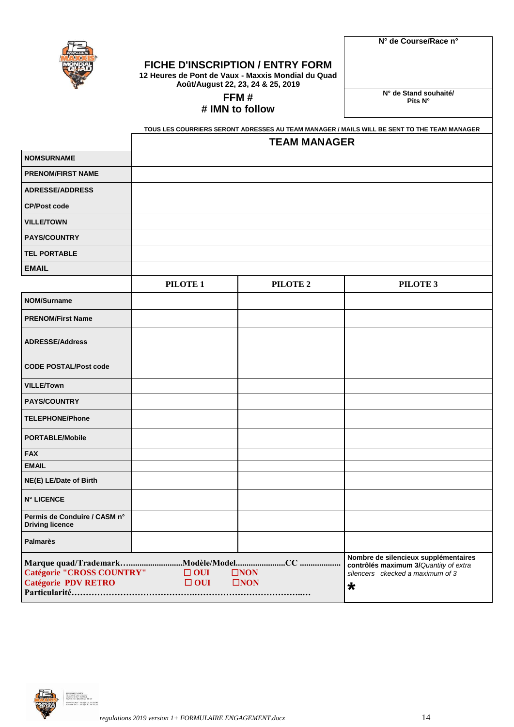# FICHE D'INSCRIPTION / ENTRY FORM

**12 Heures de Pont de Vaux - Maxxis Mondial du Quad**
**Août/August 22, 23, 24 & 25, 2019**

**FFM #**
**# IMN to follow**

| N° de Course/Race n° |
|---|
| |
| **N° de Stand souhaité/ Pits N°** |
| |

**TOUS LES COURRIERS SERONT ADRESSES AU TEAM MANAGER / MAILS WILL BE SENT TO THE TEAM MANAGER**

| | TEAM MANAGER |
|---|---|
| NOMSURNAME | |
| PRENOM/FIRST NAME | |
| ADRESSE/ADDRESS | |
| CP/Post code | |
| VILLE/TOWN | |
| PAYS/COUNTRY | |
| TEL PORTABLE | |
| EMAIL | |

| | PILOTE 1 | PILOTE 2 | PILOTE 3 |
|---|---|---|---|
| NOM/Surname | | | |
| PRENOM/First Name | | | |
| ADRESSE/Address | | | |
| CODE POSTAL/Post code | | | |
| VILLE/Town | | | |
| PAYS/COUNTRY | | | |
| TELEPHONE/Phone | | | |
| PORTABLE/Mobile | | | |
| FAX | | | |
| EMAIL | | | |
| NE(E) LE/Date of Birth | | | |
| N° LICENCE | | | |
| Permis de Conduire / CASM n° Driving licence | | | |
| Palmarès | | | |

**Marque quad/Trademark…........................Modèle/Model......................CC ..................**
**Catégorie "CROSS COUNTRY"** ☐ OUI ☐NON
**Catégorie PDV RETRO** ☐ OUI ☐NON
**Particularité……………………………………..……………………………..…**

**Nombre de silencieux supplémentaires contrôlés maximum 3/***Quantity of extra silencers ckecked a maximum of 3*

*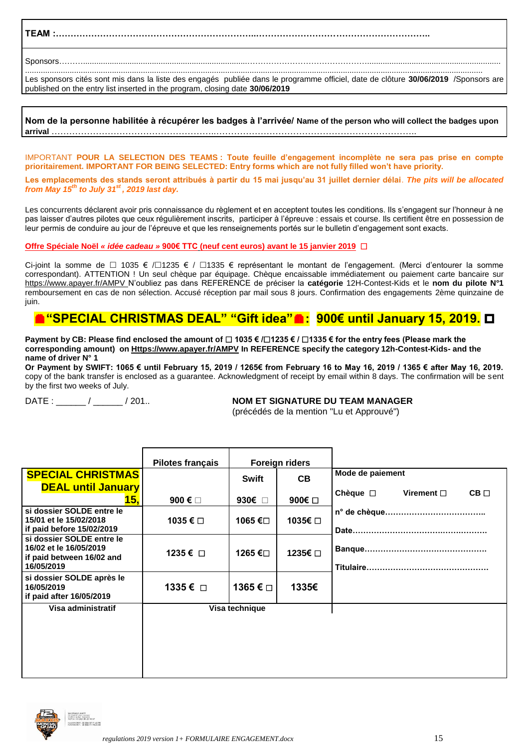**TEAM :……………………………………………………………...…………………………………………………..**

Sponsors………...............................................................................………………………………………….........................................................................

...............................................................................................................................................................................................................................

Les sponsors cités sont mis dans la liste des engagés publiée dans le programme officiel, date de clôture **30/06/2019** /Sponsors are published on the entry list inserted in the program, closing date **30/06/2019**

**Nom de la personne habilitée à récupérer les badges à l'arrivée/ Name of the person who will collect the badges upon arrival** ………………………………………………..…………………………………………………………..

IMPORTANT **POUR LA SELECTION DES TEAMS : Toute feuille d'engagement incomplète ne sera pas prise en compte prioritairement. IMPORTANT FOR BEING SELECTED: Entry forms which are not fully filled won't have priority.**

**Les emplacements des stands seront attribués à partir du 15 mai jusqu'au 31 juillet dernier délai**. ***The pits will be allocated from May 15th to July 31st , 2019 last day.***

Les concurrents déclarent avoir pris connaissance du règlement et en acceptent toutes les conditions. Ils s'engagent sur l'honneur à ne pas laisser d'autres pilotes que ceux régulièrement inscrits, participer à l'épreuve : essais et course. Ils certifient être en possession de leur permis de conduire au jour de l'épreuve et que les renseignements portés sur le bulletin d'engagement sont exacts.

**Offre Spéciale Noël *« idée cadeau »* 900€ TTC (neuf cent euros) avant le 15 janvier 2019** ☐

Ci-joint la somme de ☐ 1035 € /☐1235 € / ☐1335 € représentant le montant de l'engagement. (Merci d'entourer la somme correspondant). ATTENTION ! Un seul chèque par équipage. Chèque encaissable immédiatement ou paiement carte bancaire sur https://www.apayer.fr/AMPV N'oubliez pas dans REFERENCE de préciser la **catégorie** 12H-Contest-Kids et le **nom du pilote N°1** remboursement en cas de non sélection. Accusé réception par mail sous 8 jours. Confirmation des engagements 2ème quinzaine de juin.

## "SPECIAL CHRISTMAS DEAL" "Gift idea": 900€ until January 15, 2019. ☐

**Payment by CB: Please find enclosed the amount of ☐ 1035 € /☐1235 € / ☐1335 € for the entry fees (Please mark the corresponding amount) on Https://www.apayer.fr/AMPV In REFERENCE specify the category 12h-Contest-Kids- and the name of driver N° 1**

**Or Payment by SWIFT: 1065 € until February 15, 2019 / 1265€ from February 16 to May 16, 2019 / 1365 € after May 16, 2019.** copy of the bank transfer is enclosed as a guarantee. Acknowledgment of receipt by email within 8 days. The confirmation will be sent by the first two weeks of July.

DATE : ______ / ______ / 201..

**NOM ET SIGNATURE DU TEAM MANAGER**
(précédés de la mention "Lu et Approuvé")

| | Pilotes français | Foreign riders | | |
|---|---|---|---|---|
| | | Swift | CB | **Mode de paiement** Chèque ☐ Virement ☐ CB ☐ |
| **SPECIAL CHRISTMAS DEAL until January 15,** | 900 € ☐ | 930€ ☐ | 900€ ☐ | |
| **si dossier SOLDE entre le 15/01 et le 15/02/2018 if paid before 15/02/2019** | 1035 € ☐ | 1065 €☐ | 1035€ ☐ | **n° de chèque**……………………………….. **Date**…………………………………………… |
| **si dossier SOLDE entre le 16/02 et le 16/05/2019 if paid between 16/02 and 16/05/2019** | 1235 € ☐ | 1265 €☐ | 1235€ ☐ | **Banque**……………………………………… **Titulaire**……………………………………… |
| **si dossier SOLDE après le 16/05/2019 if paid after 16/05/2019** | 1335 € ☐ | 1365 € ☐ | 1335€ | |
| **Visa administratif** | **Visa technique** | | | |